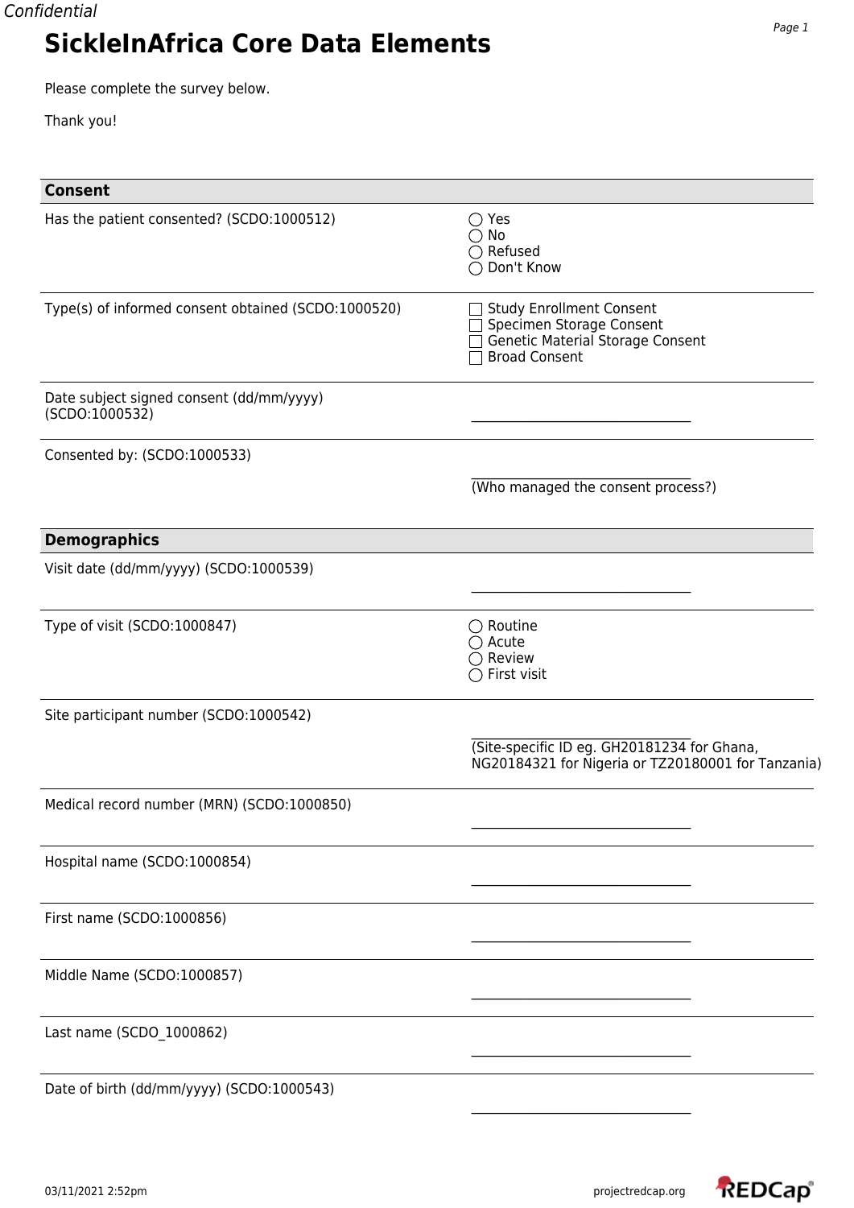# SickleInAfrica Core Data Elements

Please complete the survey below.

Thank you!

## Consent

| | |
|---|---|
| Has the patient consented? (SCDO:1000512) | ◯ Yes<br>◯ No<br>◯ Refused<br>◯ Don't Know |
| Type(s) of informed consent obtained (SCDO:1000520) | ☐ Study Enrollment Consent<br>☐ Specimen Storage Consent<br>☐ Genetic Material Storage Consent<br>☐ Broad Consent |
| Date subject signed consent (dd/mm/yyyy) (SCDO:1000532) | __________________________ |
| Consented by: (SCDO:1000533) | __________________________<br>(Who managed the consent process?) |

## Demographics

| | |
|---|---|
| Visit date (dd/mm/yyyy) (SCDO:1000539) | __________________________ |
| Type of visit (SCDO:1000847) | ◯ Routine<br>◯ Acute<br>◯ Review<br>◯ First visit |
| Site participant number (SCDO:1000542) | __________________________<br>(Site-specific ID eg. GH20181234 for Ghana, NG20184321 for Nigeria or TZ20180001 for Tanzania) |
| Medical record number (MRN) (SCDO:1000850) | __________________________ |
| Hospital name (SCDO:1000854) | __________________________ |
| First name (SCDO:1000856) | __________________________ |
| Middle Name (SCDO:1000857) | __________________________ |
| Last name (SCDO_1000862) | __________________________ |
| Date of birth (dd/mm/yyyy) (SCDO:1000543) | __________________________ |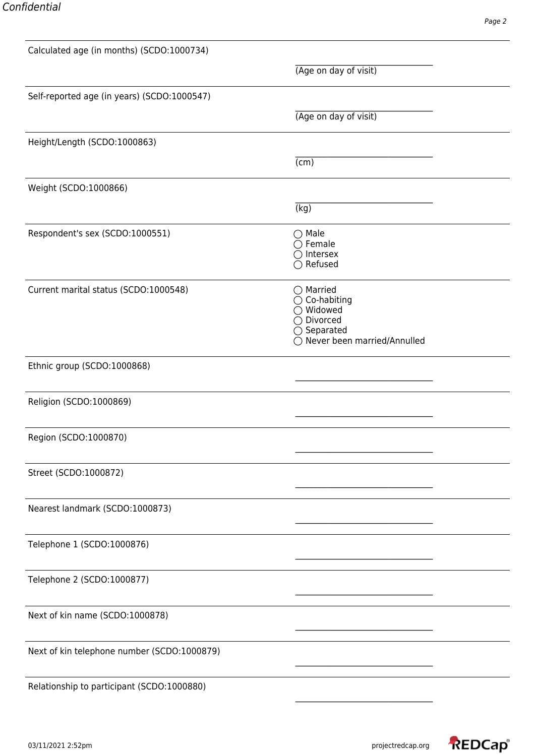| Field | Response |
| --- | --- |
| Calculated age (in months) (SCDO:1000734) | ______________________ (Age on day of visit) |
| Self-reported age (in years) (SCDO:1000547) | ______________________ (Age on day of visit) |
| Height/Length (SCDO:1000863) | ______________________ (cm) |
| Weight (SCDO:1000866) | ______________________ (kg) |
| Respondent's sex (SCDO:1000551) | ◯ Male<br>◯ Female<br>◯ Intersex<br>◯ Refused |
| Current marital status (SCDO:1000548) | ◯ Married<br>◯ Co-habiting<br>◯ Widowed<br>◯ Divorced<br>◯ Separated<br>◯ Never been married/Annulled |
| Ethnic group (SCDO:1000868) | ______________________ |
| Religion (SCDO:1000869) | ______________________ |
| Region (SCDO:1000870) | ______________________ |
| Street (SCDO:1000872) | ______________________ |
| Nearest landmark (SCDO:1000873) | ______________________ |
| Telephone 1 (SCDO:1000876) | ______________________ |
| Telephone 2 (SCDO:1000877) | ______________________ |
| Next of kin name (SCDO:1000878) | ______________________ |
| Next of kin telephone number (SCDO:1000879) | ______________________ |
| Relationship to participant (SCDO:1000880) | ______________________ |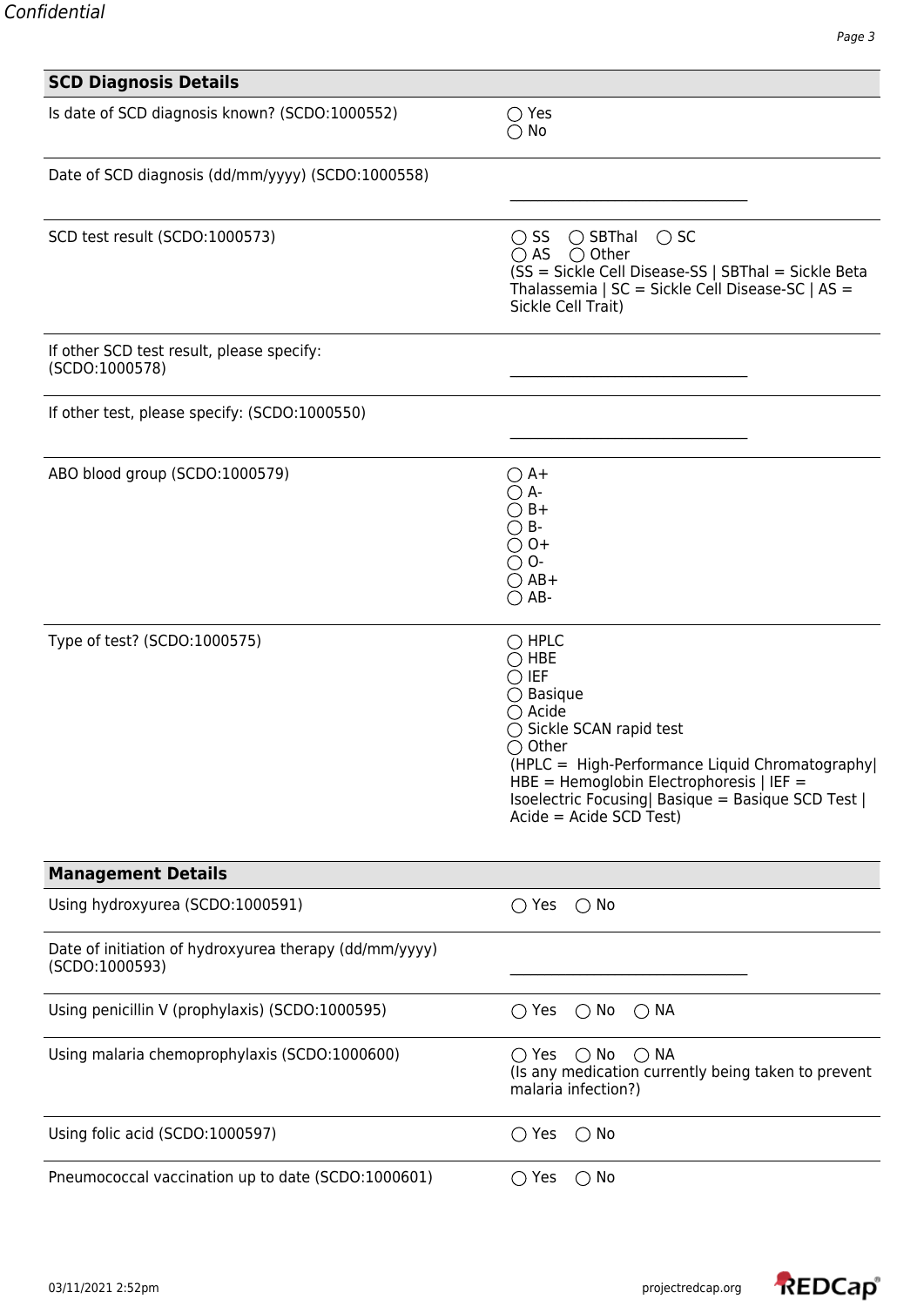## SCD Diagnosis Details

| Field | Response |
|---|---|
| Is date of SCD diagnosis known? (SCDO:1000552) | ◯ Yes<br>◯ No |
| Date of SCD diagnosis (dd/mm/yyyy) (SCDO:1000558) | ________________________________ |
| SCD test result (SCDO:1000573) | ◯ SS ◯ SBThal ◯ SC<br>◯ AS ◯ Other<br>(SS = Sickle Cell Disease-SS \| SBThal = Sickle Beta Thalassemia \| SC = Sickle Cell Disease-SC \| AS = Sickle Cell Trait) |
| If other SCD test result, please specify: (SCDO:1000578) | ________________________________ |
| If other test, please specify: (SCDO:1000550) | ________________________________ |
| ABO blood group (SCDO:1000579) | ◯ A+<br>◯ A-<br>◯ B+<br>◯ B-<br>◯ O+<br>◯ O-<br>◯ AB+<br>◯ AB- |
| Type of test? (SCDO:1000575) | ◯ HPLC<br>◯ HBE<br>◯ IEF<br>◯ Basique<br>◯ Acide<br>◯ Sickle SCAN rapid test<br>◯ Other<br>(HPLC = High-Performance Liquid Chromatography\| HBE = Hemoglobin Electrophoresis \| IEF = Isoelectric Focusing\| Basique = Basique SCD Test \| Acide = Acide SCD Test) |

## Management Details

| Field | Response |
|---|---|
| Using hydroxyurea (SCDO:1000591) | ◯ Yes ◯ No |
| Date of initiation of hydroxyurea therapy (dd/mm/yyyy) (SCDO:1000593) | ________________________________ |
| Using penicillin V (prophylaxis) (SCDO:1000595) | ◯ Yes ◯ No ◯ NA |
| Using malaria chemoprophylaxis (SCDO:1000600) | ◯ Yes ◯ No ◯ NA<br>(Is any medication currently being taken to prevent malaria infection?) |
| Using folic acid (SCDO:1000597) | ◯ Yes ◯ No |
| Pneumococcal vaccination up to date (SCDO:1000601) | ◯ Yes ◯ No |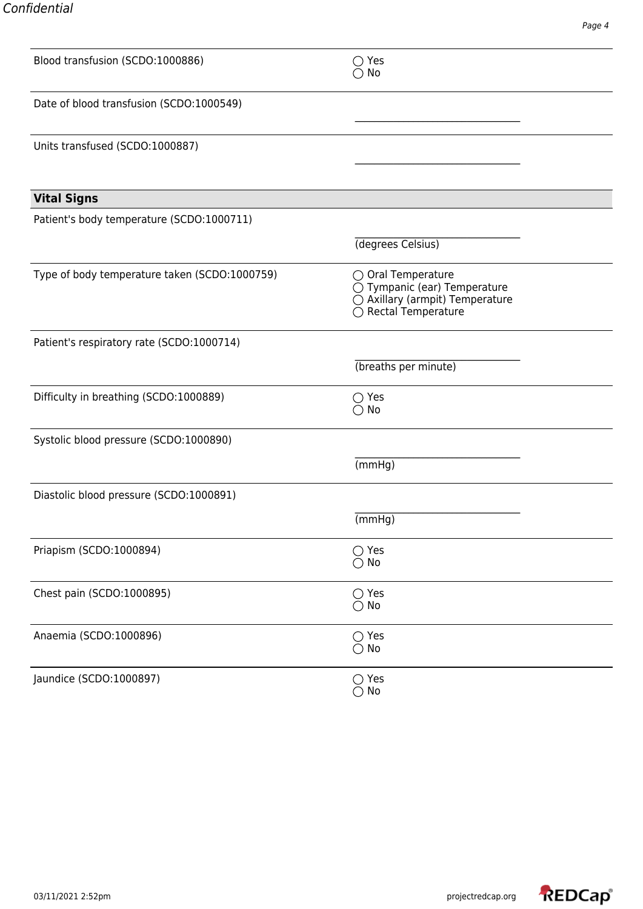| Field | Response |
|---|---|
| Blood transfusion (SCDO:1000886) | ◯ Yes<br>◯ No |
| Date of blood transfusion (SCDO:1000549) | __________________________ |
| Units transfused (SCDO:1000887) | __________________________ |

## Vital Signs

| Field | Response |
|---|---|
| Patient's body temperature (SCDO:1000711) | __________________________<br>(degrees Celsius) |
| Type of body temperature taken (SCDO:1000759) | ◯ Oral Temperature<br>◯ Tympanic (ear) Temperature<br>◯ Axillary (armpit) Temperature<br>◯ Rectal Temperature |
| Patient's respiratory rate (SCDO:1000714) | __________________________<br>(breaths per minute) |
| Difficulty in breathing (SCDO:1000889) | ◯ Yes<br>◯ No |
| Systolic blood pressure (SCDO:1000890) | __________________________<br>(mmHg) |
| Diastolic blood pressure (SCDO:1000891) | __________________________<br>(mmHg) |
| Priapism (SCDO:1000894) | ◯ Yes<br>◯ No |
| Chest pain (SCDO:1000895) | ◯ Yes<br>◯ No |
| Anaemia (SCDO:1000896) | ◯ Yes<br>◯ No |
| Jaundice (SCDO:1000897) | ◯ Yes<br>◯ No |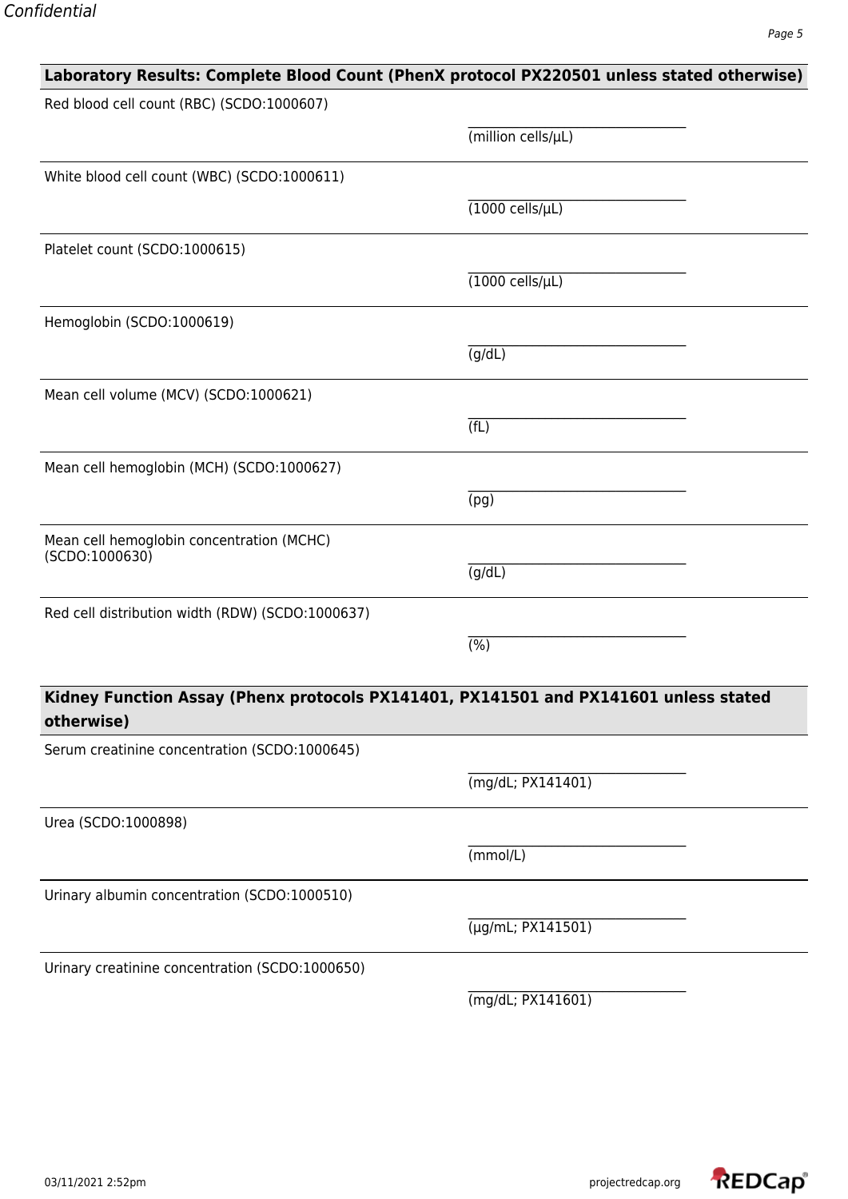## Laboratory Results: Complete Blood Count (PhenX protocol PX220501 unless stated otherwise)

Red blood cell count (RBC) (SCDO:1000607)

__________________________ (million cells/μL)

White blood cell count (WBC) (SCDO:1000611)

__________________________ (1000 cells/μL)

Platelet count (SCDO:1000615)

__________________________ (1000 cells/μL)

Hemoglobin (SCDO:1000619)

__________________________ (g/dL)

Mean cell volume (MCV) (SCDO:1000621)

__________________________ (fL)

Mean cell hemoglobin (MCH) (SCDO:1000627)

__________________________ (pg)

Mean cell hemoglobin concentration (MCHC) (SCDO:1000630)

__________________________ (g/dL)

Red cell distribution width (RDW) (SCDO:1000637)

__________________________ (%)

## Kidney Function Assay (Phenx protocols PX141401, PX141501 and PX141601 unless stated otherwise)

Serum creatinine concentration (SCDO:1000645)

__________________________ (mg/dL; PX141401)

Urea (SCDO:1000898)

__________________________ (mmol/L)

Urinary albumin concentration (SCDO:1000510)

__________________________ (μg/mL; PX141501)

Urinary creatinine concentration (SCDO:1000650)

__________________________ (mg/dL; PX141601)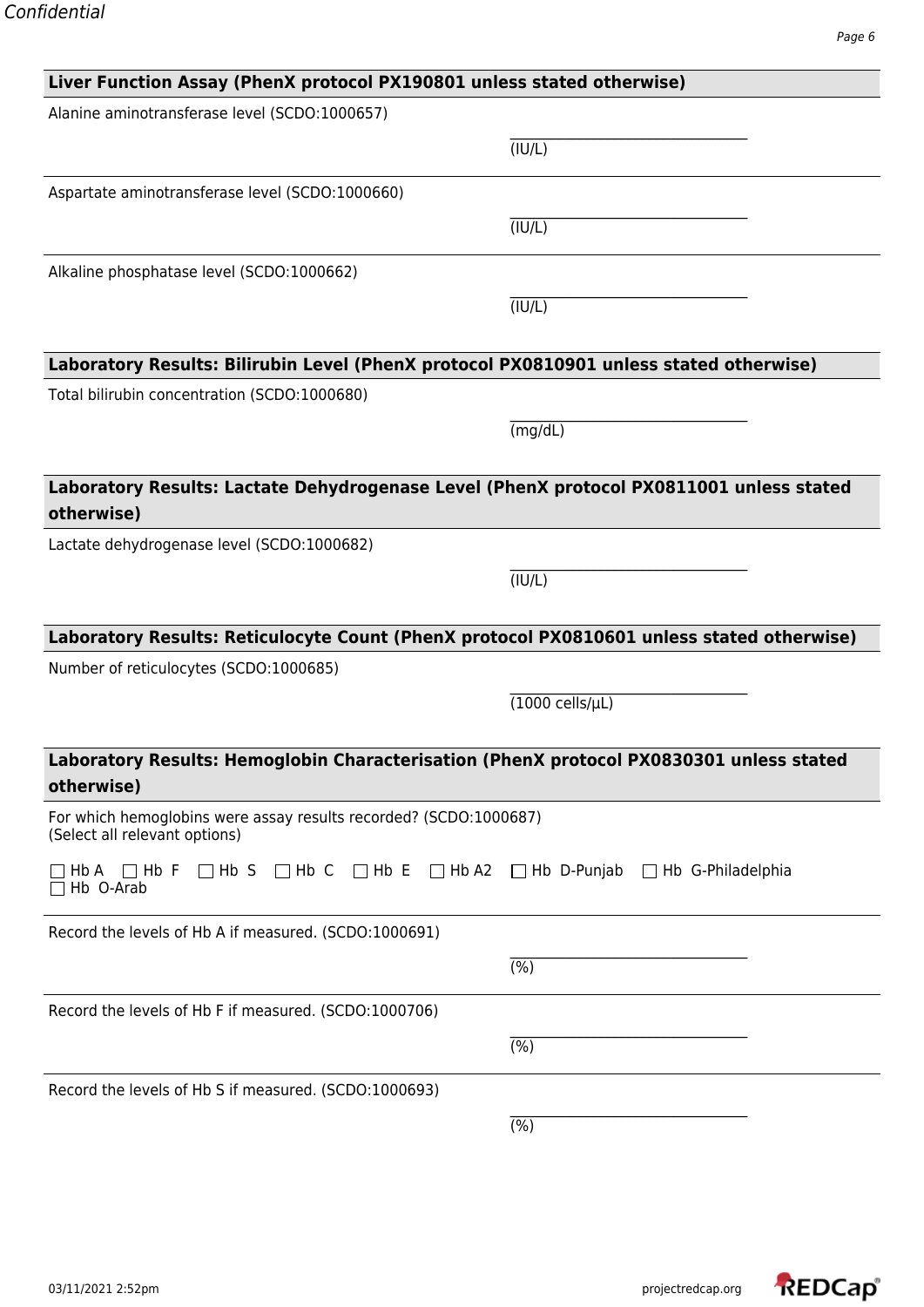## Liver Function Assay (PhenX protocol PX190801 unless stated otherwise)

Alanine aminotransferase level (SCDO:1000657)

______________________________
(IU/L)

Aspartate aminotransferase level (SCDO:1000660)

______________________________
(IU/L)

Alkaline phosphatase level (SCDO:1000662)

______________________________
(IU/L)

## Laboratory Results: Bilirubin Level (PhenX protocol PX0810901 unless stated otherwise)

Total bilirubin concentration (SCDO:1000680)

______________________________
(mg/dL)

## Laboratory Results: Lactate Dehydrogenase Level (PhenX protocol PX0811001 unless stated otherwise)

Lactate dehydrogenase level (SCDO:1000682)

______________________________
(IU/L)

## Laboratory Results: Reticulocyte Count (PhenX protocol PX0810601 unless stated otherwise)

Number of reticulocytes (SCDO:1000685)

______________________________
(1000 cells/μL)

## Laboratory Results: Hemoglobin Characterisation (PhenX protocol PX0830301 unless stated otherwise)

For which hemoglobins were assay results recorded? (SCDO:1000687)
(Select all relevant options)

☐ Hb A ☐ Hb F ☐ Hb S ☐ Hb C ☐ Hb E ☐ Hb A2 ☐ Hb D-Punjab ☐ Hb G-Philadelphia ☐ Hb O-Arab

Record the levels of Hb A if measured. (SCDO:1000691)

______________________________
(%)

Record the levels of Hb F if measured. (SCDO:1000706)

______________________________
(%)

Record the levels of Hb S if measured. (SCDO:1000693)

______________________________
(%)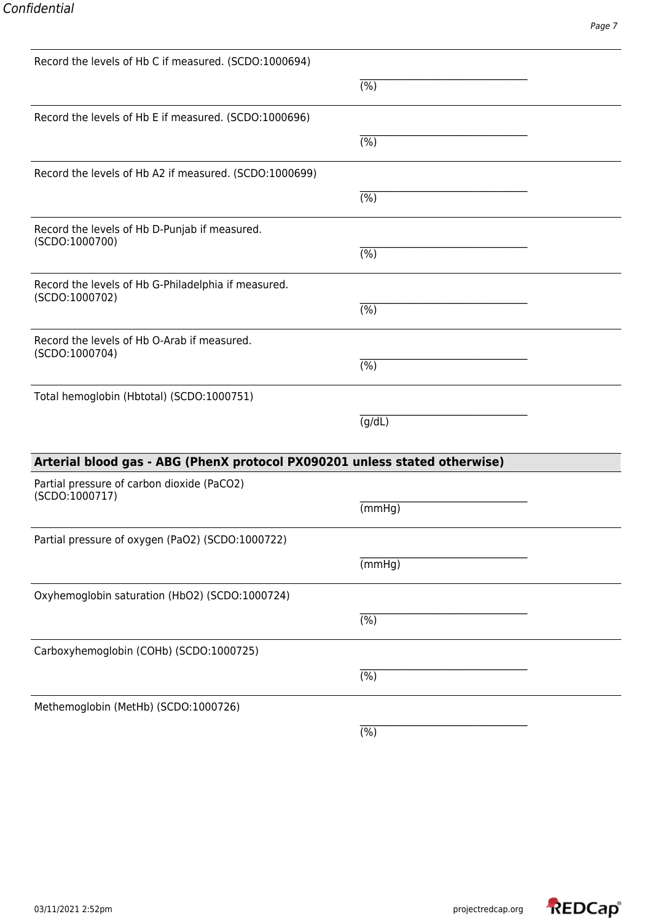Record the levels of Hb C if measured. (SCDO:1000694)

______________________ (%)

Record the levels of Hb E if measured. (SCDO:1000696)

______________________ (%)

Record the levels of Hb A2 if measured. (SCDO:1000699)

______________________ (%)

Record the levels of Hb D-Punjab if measured. (SCDO:1000700)

______________________ (%)

Record the levels of Hb G-Philadelphia if measured. (SCDO:1000702)

______________________ (%)

Record the levels of Hb O-Arab if measured. (SCDO:1000704)

______________________ (%)

Total hemoglobin (Hbtotal) (SCDO:1000751)

______________________ (g/dL)

## Arterial blood gas - ABG (PhenX protocol PX090201 unless stated otherwise)

Partial pressure of carbon dioxide (PaCO2) (SCDO:1000717)

______________________ (mmHg)

Partial pressure of oxygen (PaO2) (SCDO:1000722)

______________________ (mmHg)

Oxyhemoglobin saturation (HbO2) (SCDO:1000724)

______________________ (%)

Carboxyhemoglobin (COHb) (SCDO:1000725)

______________________ (%)

Methemoglobin (MetHb) (SCDO:1000726)

______________________ (%)